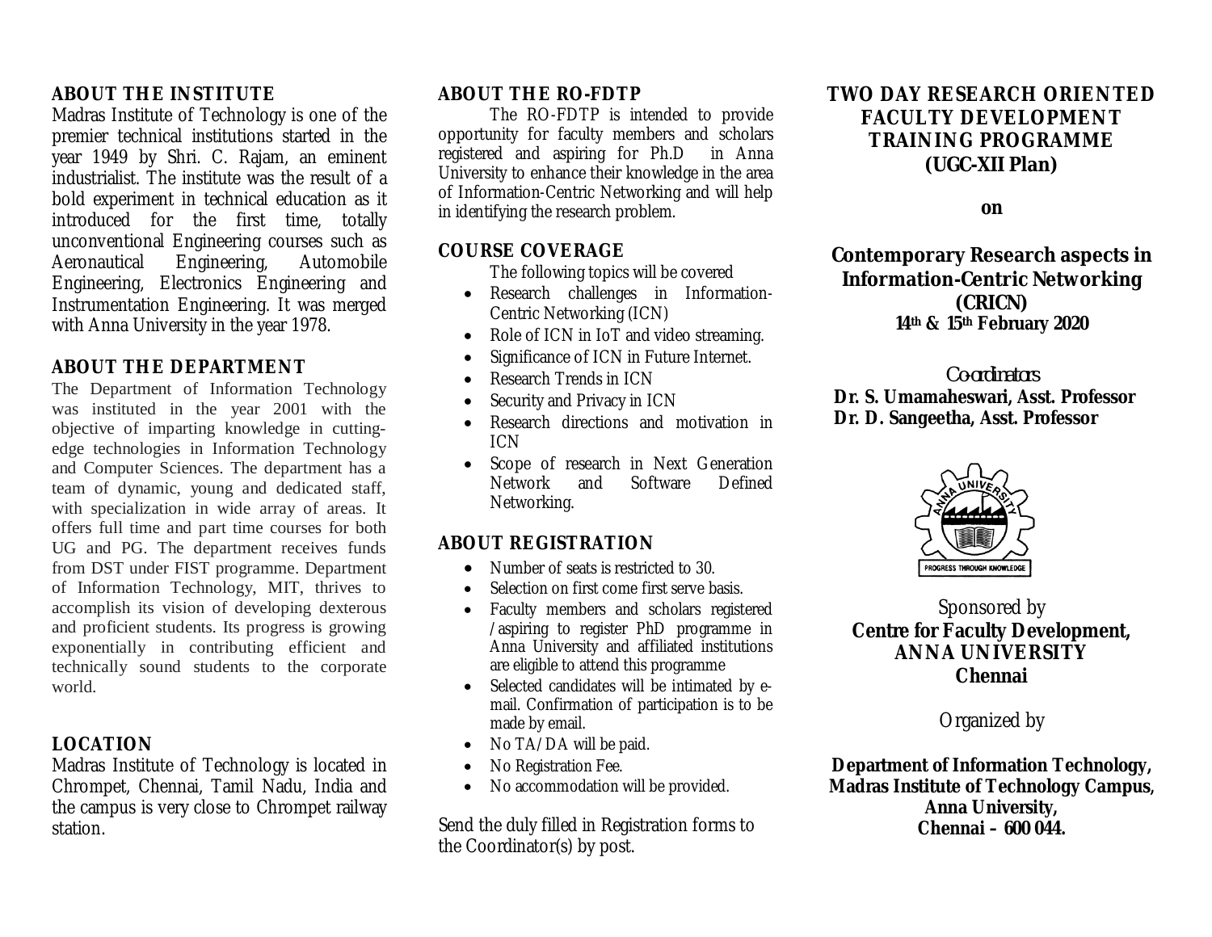## ABOUT THE INSTITUTE

Madras Institute of Technology is one of the premier technical institutions started in the year 1949 by Shri. C. Rajam, an eminent industrialist. The institute was the result of a bold experiment in technical education as it introduced for the first time, totally unconventional Engineering courses such as Aeronautical Engineering, Automobile Engineering, Electronics Engineering and Instrumentation Engineering. It was merged with Anna University in the year 1978.

## ABOUT THE DEPARTMENT

The Department of Information Technology was instituted in the year 2001 with the objective of imparting knowledge in cutting-edge technologies in Information Technology and Computer Sciences. The department has a team of dynamic, young and dedicated staff, with specialization in wide array of areas. It offers full time and part time courses for both UG and PG. The department receives funds from DST under FIST programme. Department of Information Technology, MIT, thrives to accomplish its vision of developing dexterous and proficient students. Its progress is growing exponentially in contributing efficient and technically sound students to the corporate world.

## LOCATION

Madras Institute of Technology is located in Chrompet, Chennai, Tamil Nadu, India and the campus is very close to Chrompet railway station.

## ABOUT THE RO-FDTP

The RO-FDTP is intended to provide opportunity for faculty members and scholars registered and aspiring for Ph.D in Anna University to enhance their knowledge in the area of Information-Centric Networking and will help in identifying the research problem.

## COURSE COVERAGE

The following topics will be covered

- Research challenges in Information-Centric Networking (ICN)
- Role of ICN in IoT and video streaming.
- Significance of ICN in Future Internet.
- Research Trends in ICN
- Security and Privacy in ICN
- Research directions and motivation in ICN
- Scope of research in Next Generation Network and Software Defined Networking.

## ABOUT REGISTRATION

- Number of seats is restricted to 30.
- Selection on first come first serve basis.
- Faculty members and scholars registered /aspiring to register PhD programme in Anna University and affiliated institutions are eligible to attend this programme
- Selected candidates will be intimated by e-mail. Confirmation of participation is to be made by email.
- No TA/DA will be paid.
- No Registration Fee.
- No accommodation will be provided.

Send the duly filled in Registration forms to the Coordinator(s) by post.

# TWO DAY RESEARCH ORIENTED FACULTY DEVELOPMENT TRAINING PROGRAMME (UGC-XII Plan)

**on**

## Contemporary Research aspects in Information-Centric Networking (CRICN)

**14th & 15th February 2020**

*Co-ordinators*

**Dr. S. Umamaheswari, Asst. Professor**
**Dr. D. Sangeetha, Asst. Professor**

Sponsored by

**Centre for Faculty Development, ANNA UNIVERSITY Chennai**

Organized by

**Department of Information Technology, Madras Institute of Technology Campus, Anna University, Chennai – 600 044.**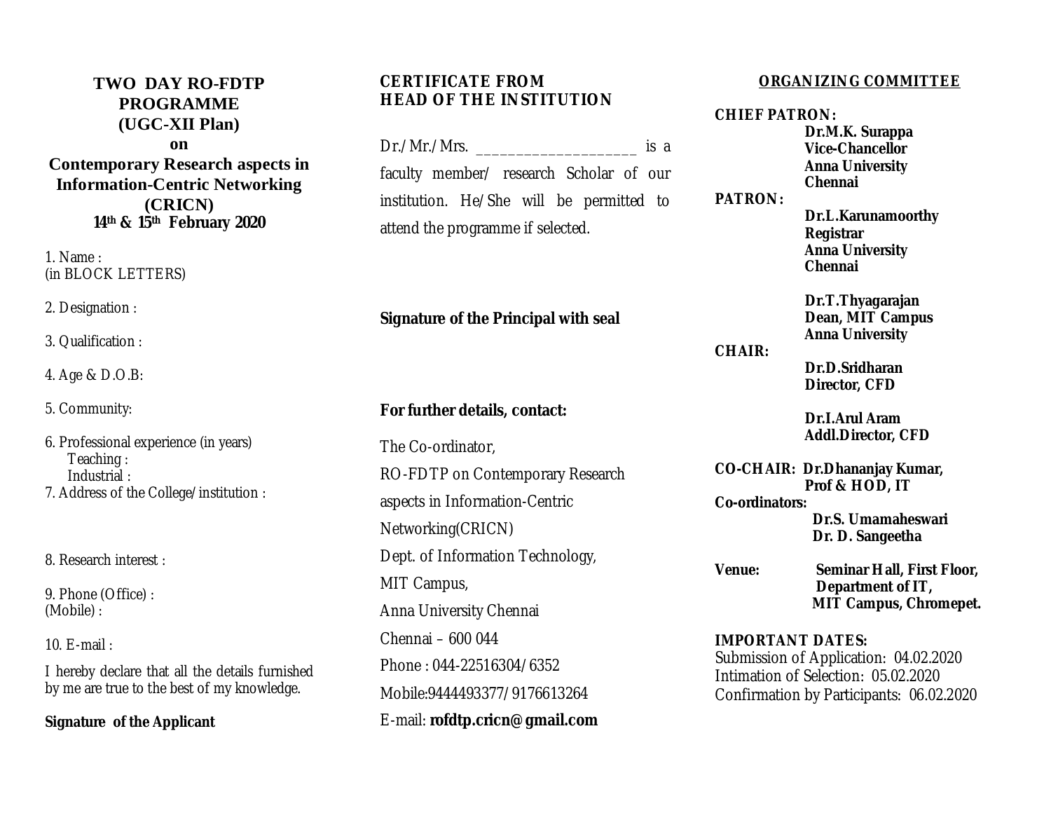## TWO DAY RO-FDTP PROGRAMME (UGC-XII Plan) on Contemporary Research aspects in Information-Centric Networking (CRICN)

**14th & 15th February 2020**

1. Name :
(in BLOCK LETTERS)

2. Designation :

3. Qualification :

4. Age & D.O.B:

5. Community:

6. Professional experience (in years)
   Teaching :
   Industrial :

7. Address of the College/institution :

8. Research interest :

9. Phone (Office) :
(Mobile) :

10. E-mail :

I hereby declare that all the details furnished by me are true to the best of my knowledge.

**Signature of the Applicant**

## CERTIFICATE FROM HEAD OF THE INSTITUTION

Dr./Mr./Mrs. ___________________ is a faculty member/ research Scholar of our institution. He/She will be permitted to attend the programme if selected.

**Signature of the Principal with seal**

**For further details, contact:**

The Co-ordinator,
RO-FDTP on Contemporary Research aspects in Information-Centric Networking(CRICN)
Dept. of Information Technology,
MIT Campus,
Anna University Chennai
Chennai – 600 044
Phone : 044-22516304/6352
Mobile:9444493377/9176613264
E-mail: **rofdtp.cricn@gmail.com**

## ORGANIZING COMMITTEE

**CHIEF PATRON:**
**Dr.M.K. Surappa**
**Vice-Chancellor**
**Anna University**
**Chennai**

**PATRON:**
**Dr.L.Karunamoorthy**
**Registrar**
**Anna University**
**Chennai**

**Dr.T.Thyagarajan**
**Dean, MIT Campus**
**Anna University**

**CHAIR:**
**Dr.D.Sridharan**
**Director, CFD**

**Dr.I.Arul Aram**
**Addl.Director, CFD**

**CO-CHAIR: Dr.Dhananjay Kumar,**
**Prof & HOD, IT**

**Co-ordinators:**
**Dr.S. Umamaheswari**
**Dr. D. Sangeetha**

**Venue:** **Seminar Hall, First Floor, Department of IT, MIT Campus, Chromepet.**

**IMPORTANT DATES:**
Submission of Application: 04.02.2020
Intimation of Selection: 05.02.2020
Confirmation by Participants: 06.02.2020